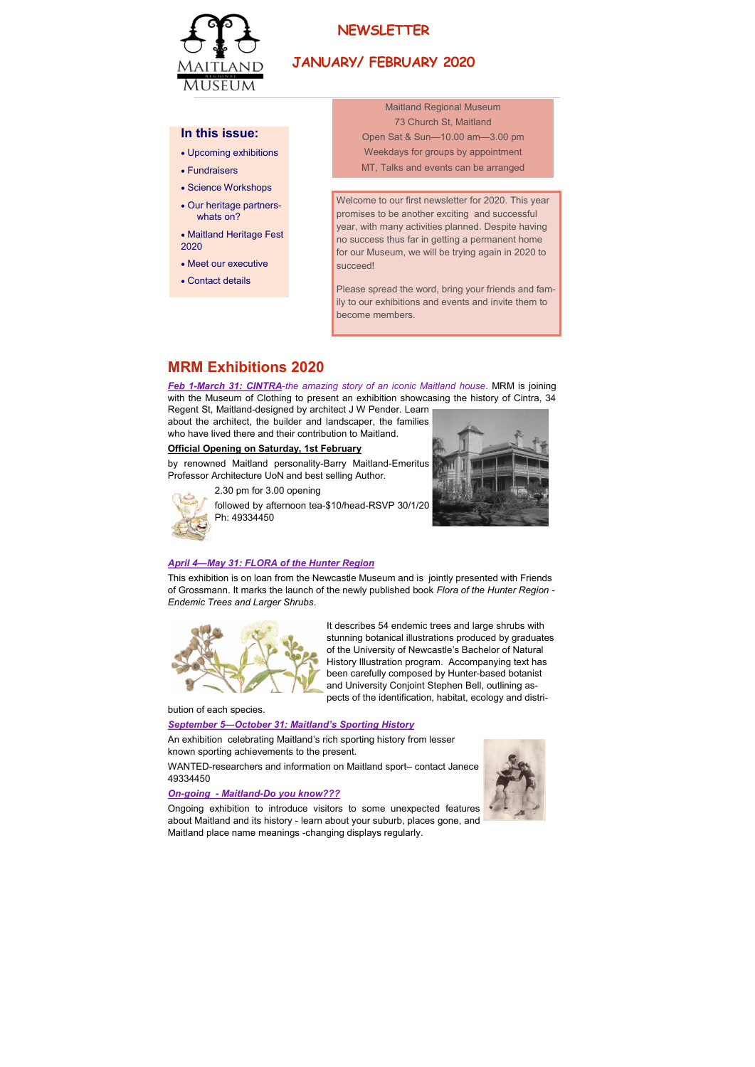# NEWSLETTER

## JANUARY/ FEBRUARY 2020

Maitland Regional Museum
73 Church St, Maitland
Open Sat & Sun—10.00 am—3.00 pm
Weekdays for groups by appointment
MT, Talks and events can be arranged

### In this issue:

- Upcoming exhibitions
- Fundraisers
- Science Workshops
- Our heritage partners- whats on?
- Maitland Heritage Fest 2020
- Meet our executive
- Contact details

Welcome to our first newsletter for 2020. This year promises to be another exciting and successful year, with many activities planned. Despite having no success thus far in getting a permanent home for our Museum, we will be trying again in 2020 to succeed!

Please spread the word, bring your friends and family to our exhibitions and events and invite them to become members.

## MRM Exhibitions 2020

***Feb 1-March 31: CINTRA****-the amazing story of an iconic Maitland house*. MRM is joining with the Museum of Clothing to present an exhibition showcasing the history of Cintra, 34 Regent St, Maitland-designed by architect J W Pender. Learn about the architect, the builder and landscaper, the families who have lived there and their contribution to Maitland.

**Official Opening on Saturday, 1st February**

by renowned Maitland personality-Barry Maitland-Emeritus Professor Architecture UoN and best selling Author.

2.30 pm for 3.00 opening

followed by afternoon tea-$10/head-RSVP 30/1/20 Ph: 49334450

***April 4—May 31: FLORA of the Hunter Region***

This exhibition is on loan from the Newcastle Museum and is jointly presented with Friends of Grossmann. It marks the launch of the newly published book *Flora of the Hunter Region - Endemic Trees and Larger Shrubs*.

It describes 54 endemic trees and large shrubs with stunning botanical illustrations produced by graduates of the University of Newcastle's Bachelor of Natural History Illustration program. Accompanying text has been carefully composed by Hunter-based botanist and University Conjoint Stephen Bell, outlining aspects of the identification, habitat, ecology and distribution of each species.

***September 5—October 31: Maitland's Sporting History***

An exhibition celebrating Maitland's rich sporting history from lesser known sporting achievements to the present.

WANTED-researchers and information on Maitland sport– contact Janece 49334450

***On-going - Maitland-Do you know???***

Ongoing exhibition to introduce visitors to some unexpected features about Maitland and its history - learn about your suburb, places gone, and Maitland place name meanings -changing displays regularly.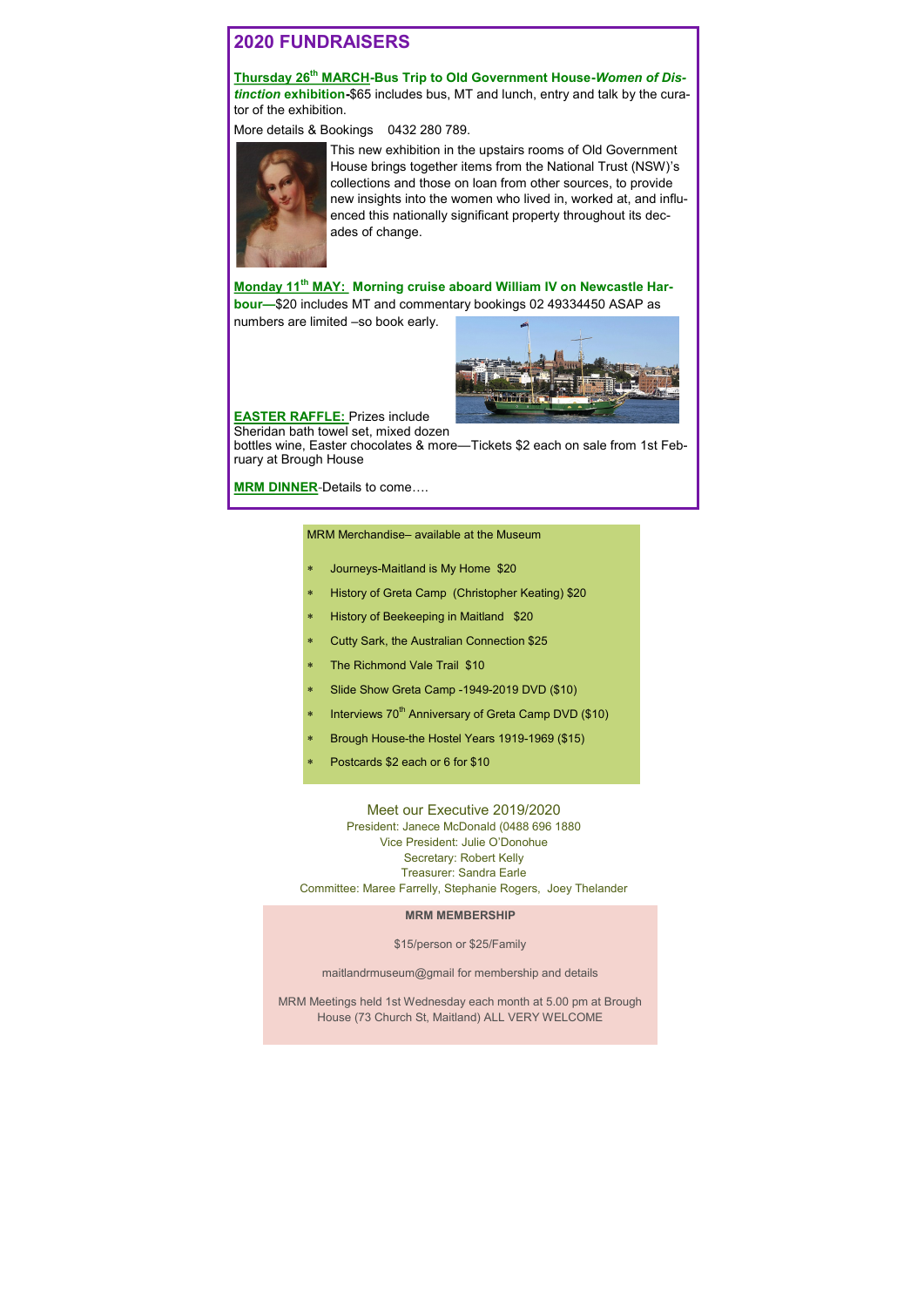## 2020 FUNDRAISERS

**Thursday 26th MARCH-Bus Trip to Old Government House-*Women of Distinction* exhibition-**$65 includes bus, MT and lunch, entry and talk by the curator of the exhibition.

More details & Bookings 0432 280 789.

This new exhibition in the upstairs rooms of Old Government House brings together items from the National Trust (NSW)'s collections and those on loan from other sources, to provide new insights into the women who lived in, worked at, and influenced this nationally significant property throughout its decades of change.

**Monday 11th MAY: Morning cruise aboard William IV on Newcastle Harbour—**$20 includes MT and commentary bookings 02 49334450 ASAP as numbers are limited –so book early.

**EASTER RAFFLE:** Prizes include Sheridan bath towel set, mixed dozen bottles wine, Easter chocolates & more—Tickets $2 each on sale from 1st February at Brough House

**MRM DINNER**-Details to come….

MRM Merchandise– available at the Museum

* Journeys-Maitland is My Home $20
* History of Greta Camp (Christopher Keating) $20
* History of Beekeeping in Maitland $20
* Cutty Sark, the Australian Connection $25
* The Richmond Vale Trail $10
* Slide Show Greta Camp -1949-2019 DVD ($10)
* Interviews 70th Anniversary of Greta Camp DVD ($10)
* Brough House-the Hostel Years 1919-1969 ($15)
* Postcards $2 each or 6 for $10

### Meet our Executive 2019/2020

President: Janece McDonald (0488 696 1880
Vice President: Julie O'Donohue
Secretary: Robert Kelly
Treasurer: Sandra Earle
Committee: Maree Farrelly, Stephanie Rogers, Joey Thelander

**MRM MEMBERSHIP**

$15/person or $25/Family

maitlandrmuseum@gmail for membership and details

MRM Meetings held 1st Wednesday each month at 5.00 pm at Brough House (73 Church St, Maitland) ALL VERY WELCOME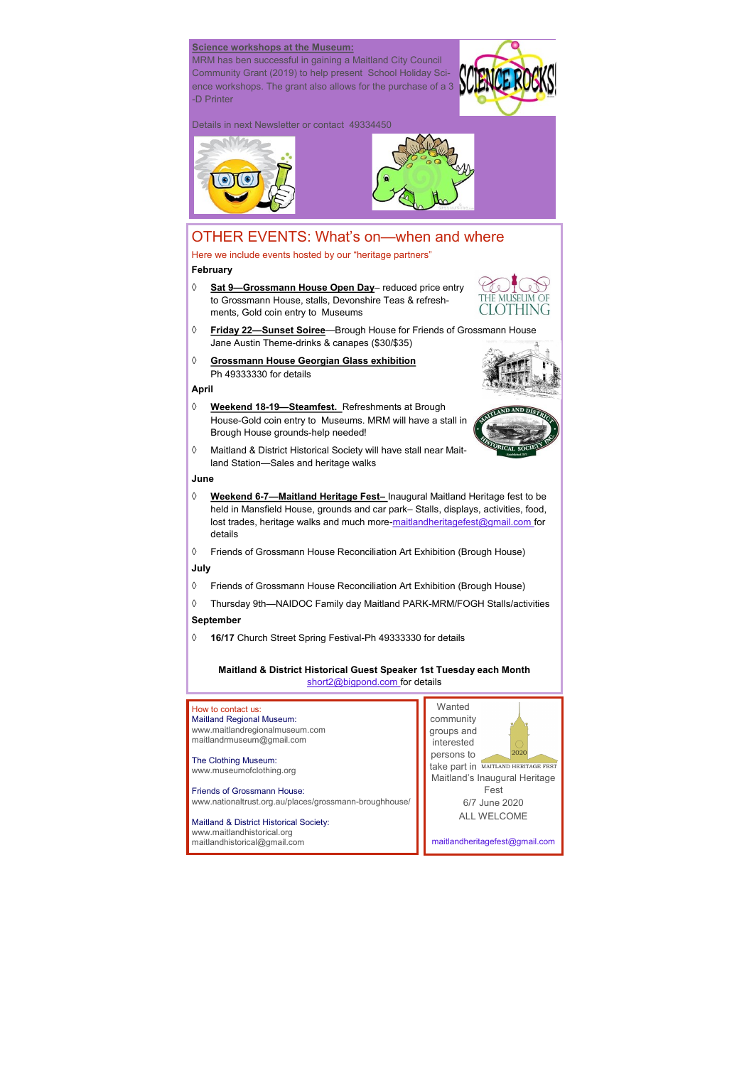**Science workshops at the Museum:**

MRM has ben successful in gaining a Maitland City Council Community Grant (2019) to help present School Holiday Science workshops. The grant also allows for the purchase of a 3-D Printer

Details in next Newsletter or contact 49334450

## OTHER EVENTS: What's on—when and where

Here we include events hosted by our "heritage partners"

**February**

- **Sat 9—Grossmann House Open Day**– reduced price entry to Grossmann House, stalls, Devonshire Teas & refreshments, Gold coin entry to Museums
- **Friday 22—Sunset Soiree**—Brough House for Friends of Grossmann House Jane Austin Theme-drinks & canapes ($30/$35)
- **Grossmann House Georgian Glass exhibition** Ph 49333330 for details

**April**

- **Weekend 18-19—Steamfest.** Refreshments at Brough House-Gold coin entry to Museums. MRM will have a stall in Brough House grounds-help needed!
- Maitland & District Historical Society will have stall near Maitland Station—Sales and heritage walks

**June**

- **Weekend 6-7—Maitland Heritage Fest–** Inaugural Maitland Heritage fest to be held in Mansfield House, grounds and car park– Stalls, displays, activities, food, lost trades, heritage walks and much more-maitlandheritagefest@gmail.com for details
- Friends of Grossmann House Reconciliation Art Exhibition (Brough House)

**July**

- Friends of Grossmann House Reconciliation Art Exhibition (Brough House)
- Thursday 9th—NAIDOC Family day Maitland PARK-MRM/FOGH Stalls/activities

**September**

- **16/17** Church Street Spring Festival-Ph 49333330 for details

**Maitland & District Historical Guest Speaker 1st Tuesday each Month**
short2@bigpond.com for details

How to contact us:

Maitland Regional Museum:
www.maitlandregionalmuseum.com
maitlandrmuseum@gmail.com

The Clothing Museum:
www.museumofclothing.org

Friends of Grossmann House:
www.nationaltrust.org.au/places/grossmann-broughhouse/

Maitland & District Historical Society:
www.maitlandhistorical.org
maitlandhistorical@gmail.com

Wanted community groups and interested persons to take part in Maitland's Inaugural Heritage Fest
6/7 June 2020
ALL WELCOME

maitlandheritagefest@gmail.com